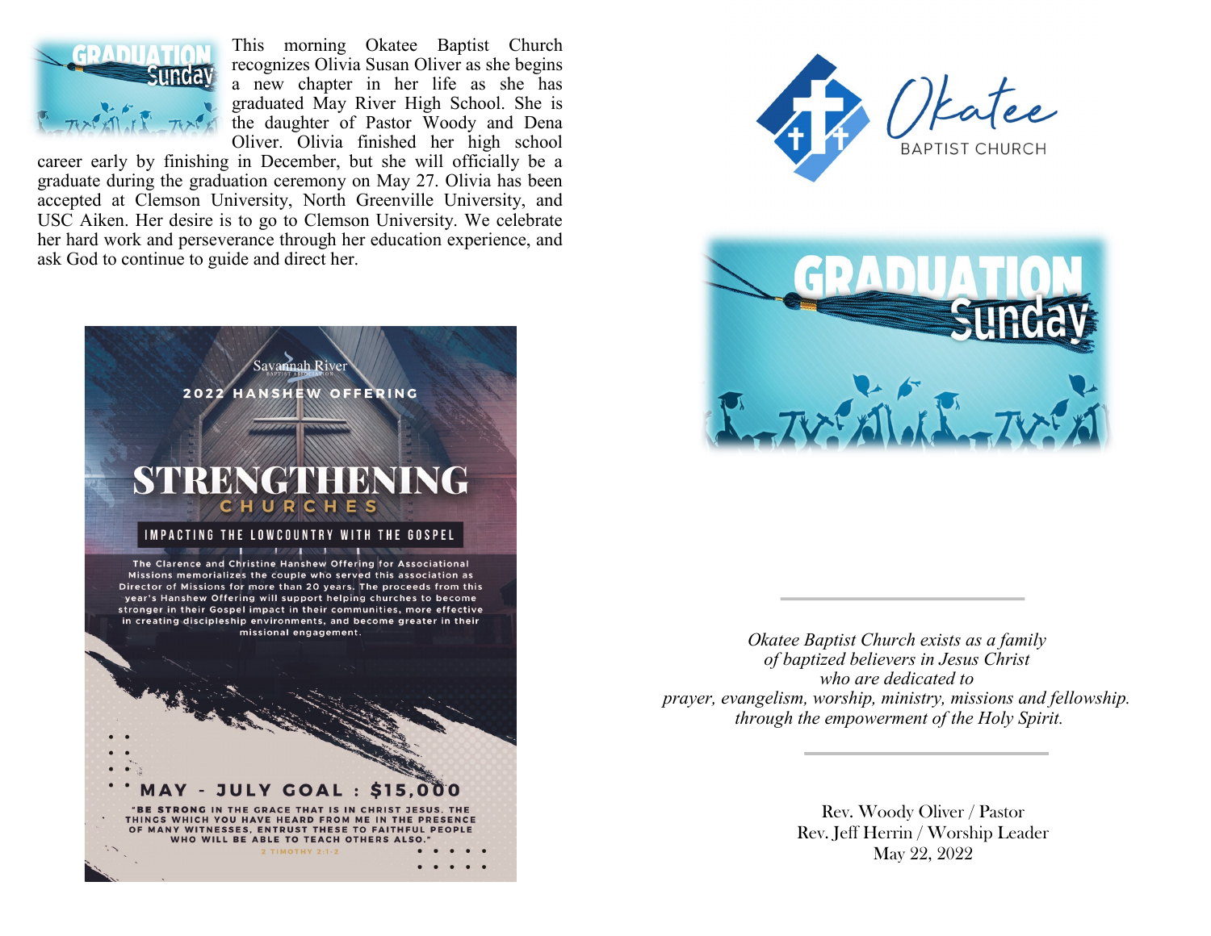This morning Okatee Baptist Church recognizes Olivia Susan Oliver as she begins a new chapter in her life as she has graduated May River High School. She is the daughter of Pastor Woody and Dena Oliver. Olivia finished her high school career early by finishing in December, but she will officially be a graduate during the graduation ceremony on May 27. Olivia has been accepted at Clemson University, North Greenville University, and USC Aiken. Her desire is to go to Clemson University. We celebrate her hard work and perseverance through her education experience, and ask God to continue to guide and direct her.

Savannah River Baptist Association

**2022 HANSHEW OFFERING**

# STRENGTHENING CHURCHES

**IMPACTING THE LOWCOUNTRY WITH THE GOSPEL**

The Clarence and Christine Hanshew Offering for Associational Missions memorializes the couple who served this association as Director of Missions for more than 20 years. The proceeds from this year's Hanshew Offering will support helping churches to become stronger in their Gospel impact in their communities, more effective in creating discipleship environments, and become greater in their missional engagement.

**MAY - JULY GOAL : $15,000**

"BE STRONG IN THE GRACE THAT IS IN CHRIST JESUS. THE THINGS WHICH YOU HAVE HEARD FROM ME IN THE PRESENCE OF MANY WITNESSES, ENTRUST THESE TO FAITHFUL PEOPLE WHO WILL BE ABLE TO TEACH OTHERS ALSO."

2 TIMOTHY 2:1-2

# Okatee BAPTIST CHURCH

## GRADUATION Sunday

---

*Okatee Baptist Church exists as a family of baptized believers in Jesus Christ who are dedicated to prayer, evangelism, worship, ministry, missions and fellowship. through the empowerment of the Holy Spirit.*

---

Rev. Woody Oliver / Pastor
Rev. Jeff Herrin / Worship Leader
May 22, 2022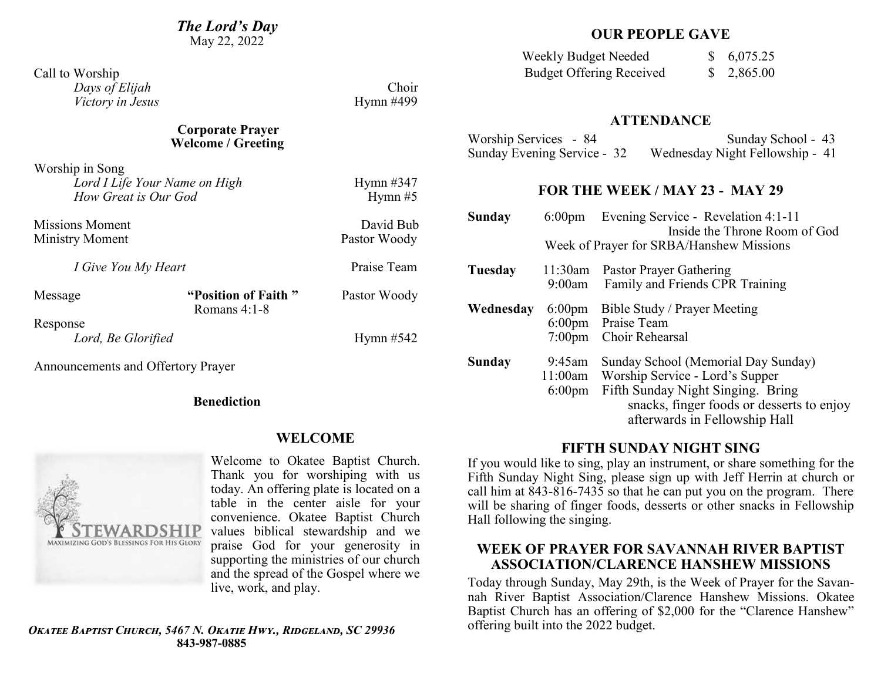***The Lord's Day***
May 22, 2022

Call to Worship

| | |
|---|---|
| *Days of Elijah* | Choir |
| *Victory in Jesus* | Hymn #499 |

**Corporate Prayer**
**Welcome / Greeting**

Worship in Song

| | |
|---|---|
| *Lord I Life Your Name on High* | Hymn #347 |
| *How Great is Our God* | Hymn #5 |

| | |
|---|---|
| Missions Moment | David Bub |
| Ministry Moment | Pastor Woody |
| *I Give You My Heart* | Praise Team |

Message — **"Position of Faith "** Romans 4:1-8 — Pastor Woody

Response

| | |
|---|---|
| *Lord, Be Glorified* | Hymn #542 |

Announcements and Offertory Prayer

**Benediction**

## WELCOME

Welcome to Okatee Baptist Church. Thank you for worshiping with us today. An offering plate is located on a table in the center aisle for your convenience. Okatee Baptist Church values biblical stewardship and we praise God for your generosity in supporting the ministries of our church and the spread of the Gospel where we live, work, and play.

***Okatee Baptist Church, 5467 N. Okatie Hwy., Ridgeland, SC 29936***
**843-987-0885**

## OUR PEOPLE GAVE

| | |
|---|---|
| Weekly Budget Needed | $ 6,075.25 |
| Budget Offering Received | $ 2,865.00 |

## ATTENDANCE

| | |
|---|---|
| Worship Services - 84 | Sunday School - 43 |
| Sunday Evening Service - 32 | Wednesday Night Fellowship - 41 |

## FOR THE WEEK / MAY 23 - MAY 29

| | | |
|---|---|---|
| **Sunday** | 6:00pm | Evening Service - Revelation 4:1-11 Inside the Throne Room of God |
| | | Week of Prayer for SRBA/Hanshew Missions |
| **Tuesday** | 11:30am | Pastor Prayer Gathering |
| | 9:00am | Family and Friends CPR Training |
| **Wednesday** | 6:00pm | Bible Study / Prayer Meeting |
| | 6:00pm | Praise Team |
| | 7:00pm | Choir Rehearsal |
| **Sunday** | 9:45am | Sunday School (Memorial Day Sunday) |
| | 11:00am | Worship Service - Lord's Supper |
| | 6:00pm | Fifth Sunday Night Singing. Bring snacks, finger foods or desserts to enjoy afterwards in Fellowship Hall |

## FIFTH SUNDAY NIGHT SING

If you would like to sing, play an instrument, or share something for the Fifth Sunday Night Sing, please sign up with Jeff Herrin at church or call him at 843-816-7435 so that he can put you on the program. There will be sharing of finger foods, desserts or other snacks in Fellowship Hall following the singing.

## WEEK OF PRAYER FOR SAVANNAH RIVER BAPTIST ASSOCIATION/CLARENCE HANSHEW MISSIONS

Today through Sunday, May 29th, is the Week of Prayer for the Savannah River Baptist Association/Clarence Hanshew Missions. Okatee Baptist Church has an offering of $2,000 for the "Clarence Hanshew" offering built into the 2022 budget.